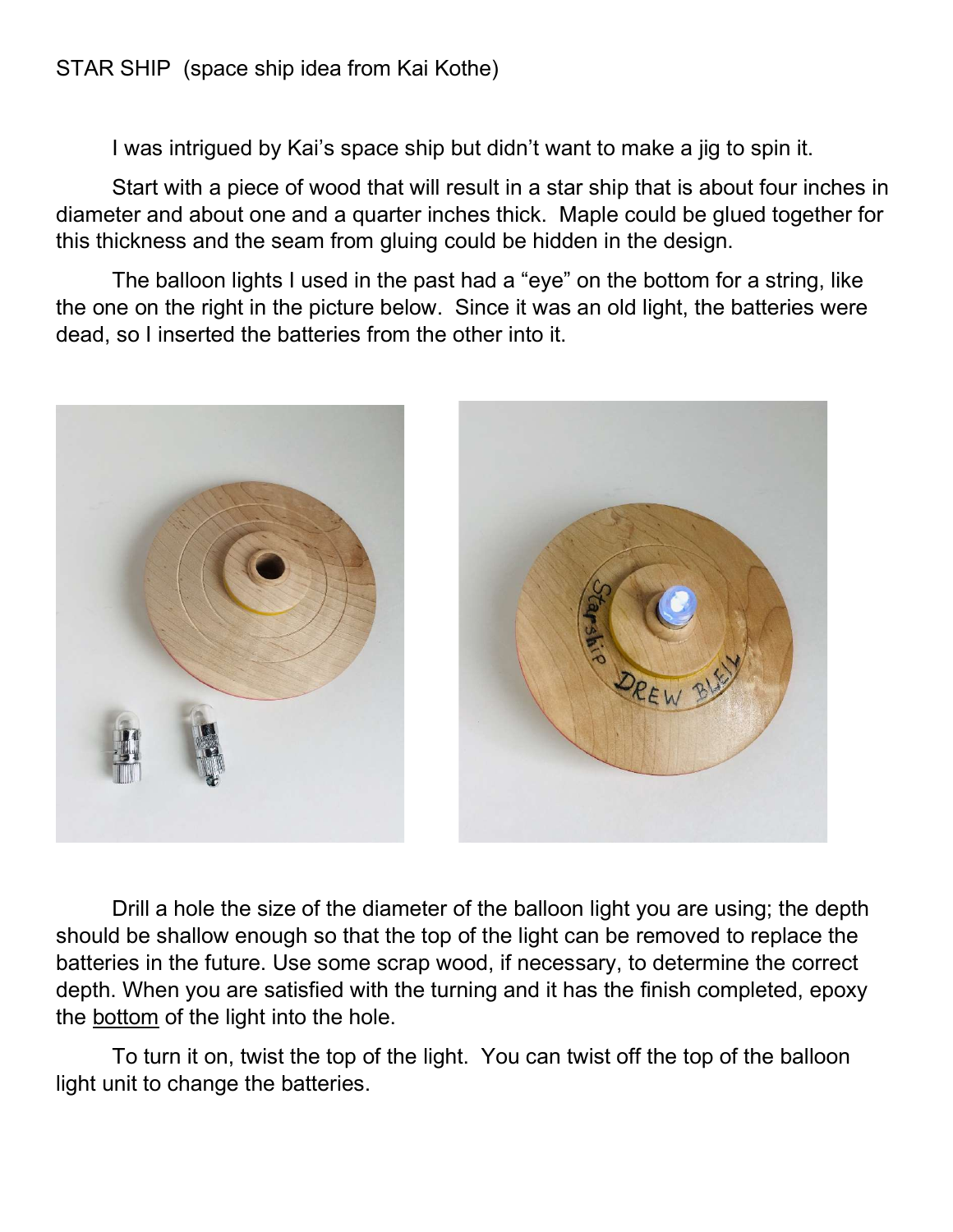STAR SHIP (space ship idea from Kai Kothe)

I was intrigued by Kai's space ship but didn't want to make a jig to spin it.

Start with a piece of wood that will result in a star ship that is about four inches in diameter and about one and a quarter inches thick. Maple could be glued together for this thickness and the seam from gluing could be hidden in the design.

The balloon lights I used in the past had a "eye" on the bottom for a string, like the one on the right in the picture below. Since it was an old light, the batteries were dead, so I inserted the batteries from the other into it.

Drill a hole the size of the diameter of the balloon light you are using; the depth should be shallow enough so that the top of the light can be removed to replace the batteries in the future. Use some scrap wood, if necessary, to determine the correct depth. When you are satisfied with the turning and it has the finish completed, epoxy the <u>bottom</u> of the light into the hole.

To turn it on, twist the top of the light. You can twist off the top of the balloon light unit to change the batteries.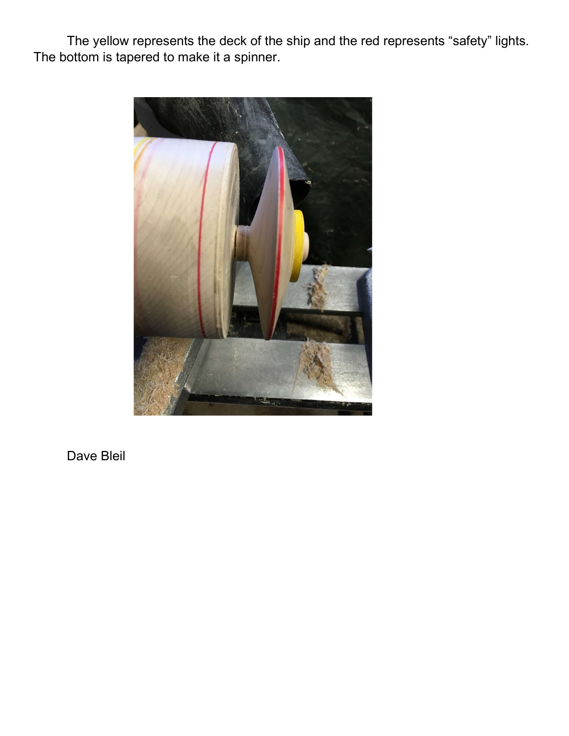The yellow represents the deck of the ship and the red represents “safety” lights. The bottom is tapered to make it a spinner.

Dave Bleil